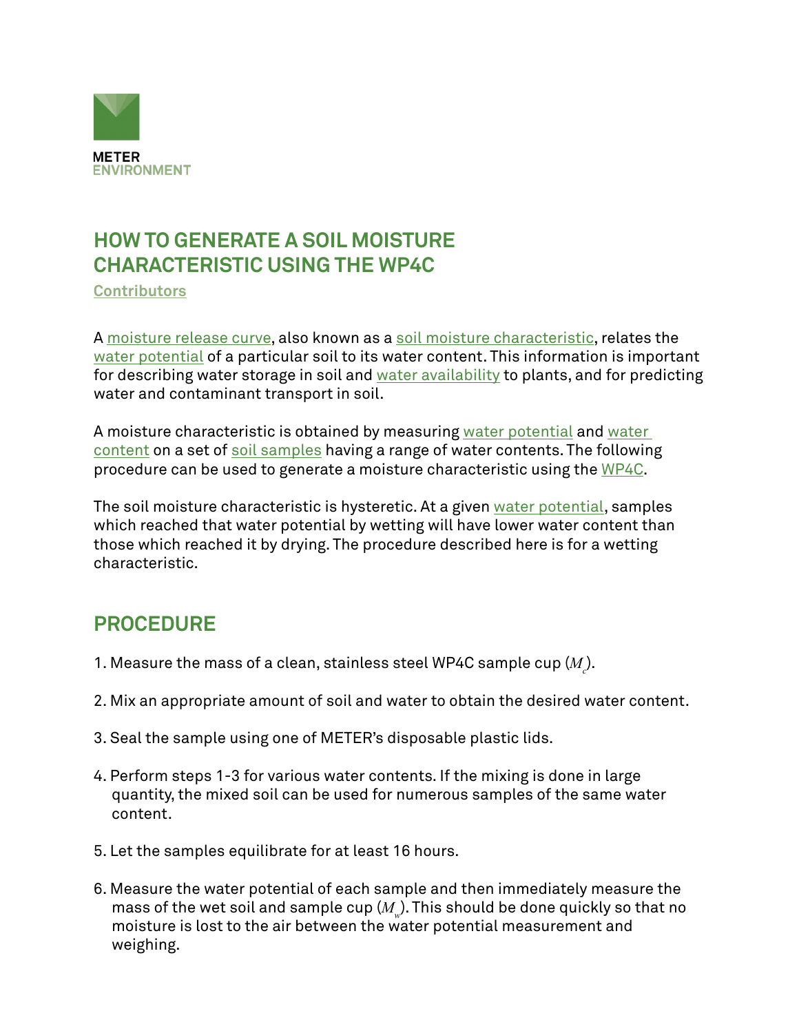METER ENVIRONMENT

# HOW TO GENERATE A SOIL MOISTURE CHARACTERISTIC USING THE WP4C

Contributors

A moisture release curve, also known as a soil moisture characteristic, relates the water potential of a particular soil to its water content. This information is important for describing water storage in soil and water availability to plants, and for predicting water and contaminant transport in soil.

A moisture characteristic is obtained by measuring water potential and water content on a set of soil samples having a range of water contents. The following procedure can be used to generate a moisture characteristic using the WP4C.

The soil moisture characteristic is hysteretic. At a given water potential, samples which reached that water potential by wetting will have lower water content than those which reached it by drying. The procedure described here is for a wetting characteristic.

## PROCEDURE

1. Measure the mass of a clean, stainless steel WP4C sample cup ($M_c$).
2. Mix an appropriate amount of soil and water to obtain the desired water content.
3. Seal the sample using one of METER's disposable plastic lids.
4. Perform steps 1-3 for various water contents. If the mixing is done in large quantity, the mixed soil can be used for numerous samples of the same water content.
5. Let the samples equilibrate for at least 16 hours.
6. Measure the water potential of each sample and then immediately measure the mass of the wet soil and sample cup ($M_w$). This should be done quickly so that no moisture is lost to the air between the water potential measurement and weighing.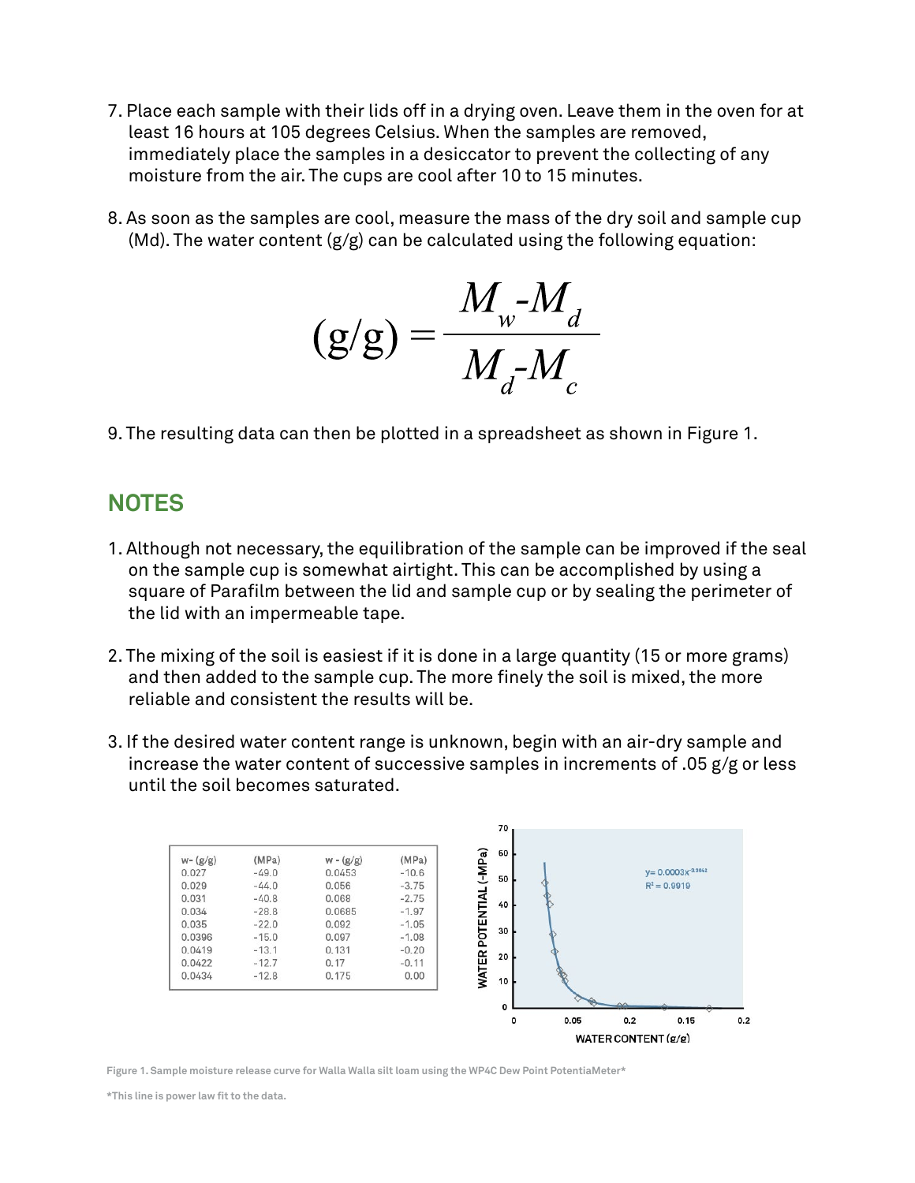7. Place each sample with their lids off in a drying oven. Leave them in the oven for at least 16 hours at 105 degrees Celsius. When the samples are removed, immediately place the samples in a desiccator to prevent the collecting of any moisture from the air. The cups are cool after 10 to 15 minutes.

8. As soon as the samples are cool, measure the mass of the dry soil and sample cup (Md). The water content (g/g) can be calculated using the following equation:

$$(\text{g/g}) = \frac{M_w - M_d}{M_d - M_c}$$

9. The resulting data can then be plotted in a spreadsheet as shown in Figure 1.

## NOTES

1. Although not necessary, the equilibration of the sample can be improved if the seal on the sample cup is somewhat airtight. This can be accomplished by using a square of Parafilm between the lid and sample cup or by sealing the perimeter of the lid with an impermeable tape.

2. The mixing of the soil is easiest if it is done in a large quantity (15 or more grams) and then added to the sample cup. The more finely the soil is mixed, the more reliable and consistent the results will be.

3. If the desired water content range is unknown, begin with an air-dry sample and increase the water content of successive samples in increments of .05 g/g or less until the soil becomes saturated.

| w- (g/g) | (MPa) | w - (g/g) | (MPa) |
|---|---|---|---|
| 0.027 | -49.0 | 0.0453 | -10.6 |
| 0.029 | -44.0 | 0.056 | -3.75 |
| 0.031 | -40.8 | 0.068 | -2.75 |
| 0.034 | -28.8 | 0.0685 | -1.97 |
| 0.035 | -22.0 | 0.092 | -1.05 |
| 0.0396 | -15.0 | 0.097 | -1.08 |
| 0.0419 | -13.1 | 0.131 | -0.20 |
| 0.0422 | -12.7 | 0.17 | -0.11 |
| 0.0434 | -12.8 | 0.175 | 0.00 |

WATER POTENTIAL (-MPa)

70
60
50
40
30
20
10
0

$y = 0.0003x^{-3.3042}$

$R^2 = 0.9919$

0
0.05
0.2
0.15
0.2

WATER CONTENT (g/g)

**Figure 1. Sample moisture release curve for Walla Walla silt loam using the WP4C Dew Point PotentiaMeter***

***This line is power law fit to the data.**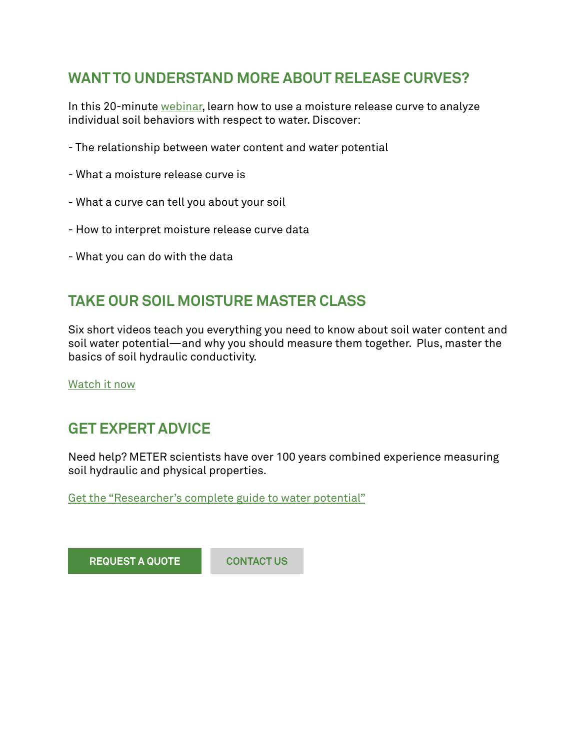## WANT TO UNDERSTAND MORE ABOUT RELEASE CURVES?

In this 20-minute webinar, learn how to use a moisture release curve to analyze individual soil behaviors with respect to water. Discover:

- The relationship between water content and water potential

- What a moisture release curve is

- What a curve can tell you about your soil

- How to interpret moisture release curve data

- What you can do with the data

## TAKE OUR SOIL MOISTURE MASTER CLASS

Six short videos teach you everything you need to know about soil water content and soil water potential—and why you should measure them together. Plus, master the basics of soil hydraulic conductivity.

Watch it now

## GET EXPERT ADVICE

Need help? METER scientists have over 100 years combined experience measuring soil hydraulic and physical properties.

Get the "Researcher's complete guide to water potential"

REQUEST A QUOTE

CONTACT US